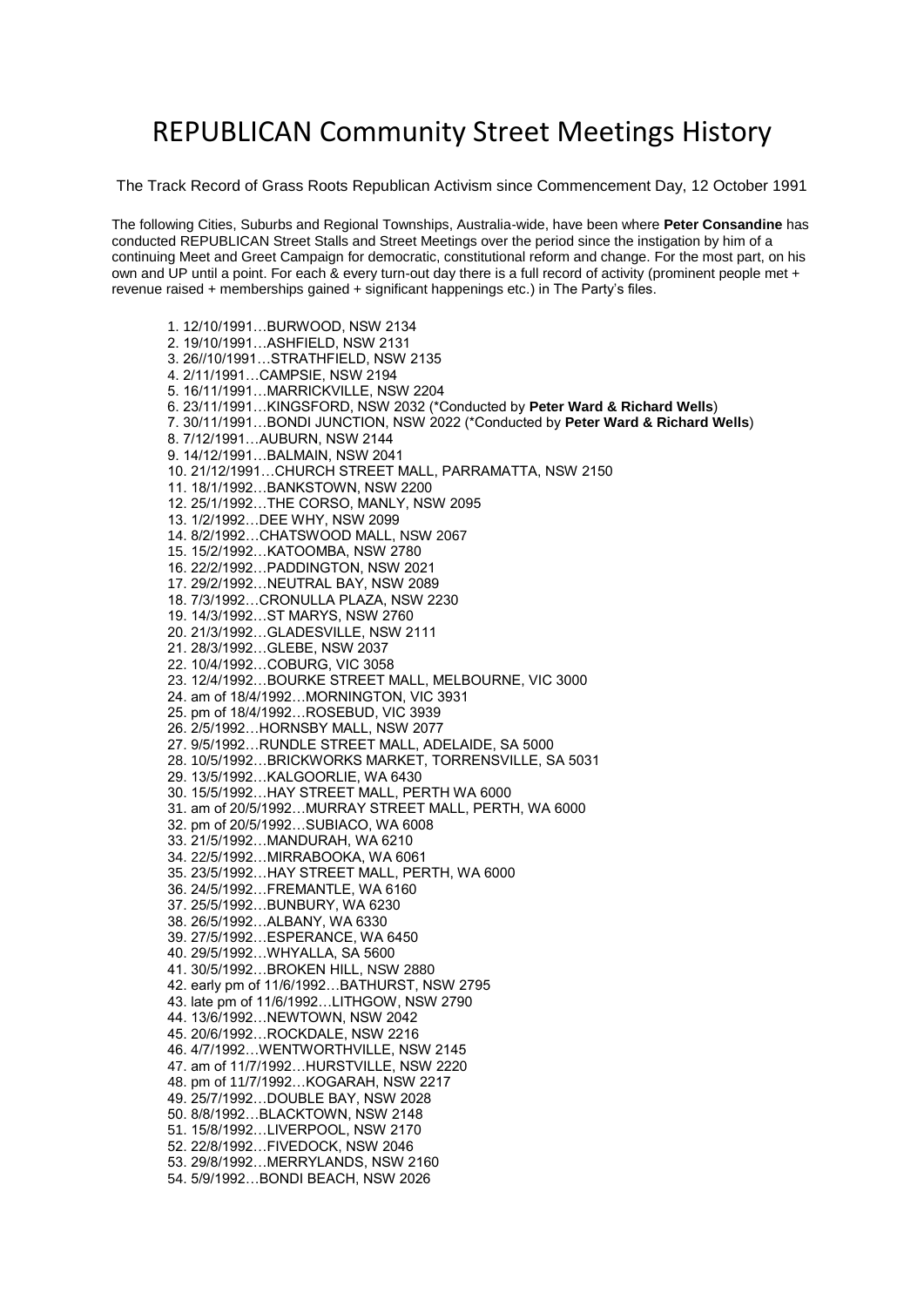# REPUBLICAN Community Street Meetings History

The Track Record of Grass Roots Republican Activism since Commencement Day, 12 October 1991

The following Cities, Suburbs and Regional Townships, Australia-wide, have been where **Peter Consandine** has conducted REPUBLICAN Street Stalls and Street Meetings over the period since the instigation by him of a continuing Meet and Greet Campaign for democratic, constitutional reform and change. For the most part, on his own and UP until a point. For each & every turn-out day there is a full record of activity (prominent people met + revenue raised + memberships gained + significant happenings etc.) in The Party's files.

1. 12/10/1991…BURWOOD, NSW 2134
2. 19/10/1991…ASHFIELD, NSW 2131
3. 26//10/1991…STRATHFIELD, NSW 2135
4. 2/11/1991…CAMPSIE, NSW 2194
5. 16/11/1991…MARRICKVILLE, NSW 2204
6. 23/11/1991…KINGSFORD, NSW 2032 (*Conducted by **Peter Ward & Richard Wells**)
7. 30/11/1991…BONDI JUNCTION, NSW 2022 (*Conducted by **Peter Ward & Richard Wells**)
8. 7/12/1991…AUBURN, NSW 2144
9. 14/12/1991…BALMAIN, NSW 2041
10. 21/12/1991…CHURCH STREET MALL, PARRAMATTA, NSW 2150
11. 18/1/1992…BANKSTOWN, NSW 2200
12. 25/1/1992…THE CORSO, MANLY, NSW 2095
13. 1/2/1992…DEE WHY, NSW 2099
14. 8/2/1992…CHATSWOOD MALL, NSW 2067
15. 15/2/1992…KATOOMBA, NSW 2780
16. 22/2/1992…PADDINGTON, NSW 2021
17. 29/2/1992…NEUTRAL BAY, NSW 2089
18. 7/3/1992…CRONULLA PLAZA, NSW 2230
19. 14/3/1992…ST MARYS, NSW 2760
20. 21/3/1992…GLADESVILLE, NSW 2111
21. 28/3/1992…GLEBE, NSW 2037
22. 10/4/1992…COBURG, VIC 3058
23. 12/4/1992…BOURKE STREET MALL, MELBOURNE, VIC 3000
24. am of 18/4/1992…MORNINGTON, VIC 3931
25. pm of 18/4/1992…ROSEBUD, VIC 3939
26. 2/5/1992…HORNSBY MALL, NSW 2077
27. 9/5/1992…RUNDLE STREET MALL, ADELAIDE, SA 5000
28. 10/5/1992…BRICKWORKS MARKET, TORRENSVILLE, SA 5031
29. 13/5/1992…KALGOORLIE, WA 6430
30. 15/5/1992…HAY STREET MALL, PERTH WA 6000
31. am of 20/5/1992…MURRAY STREET MALL, PERTH, WA 6000
32. pm of 20/5/1992…SUBIACO, WA 6008
33. 21/5/1992…MANDURAH, WA 6210
34. 22/5/1992…MIRRABOOKA, WA 6061
35. 23/5/1992…HAY STREET MALL, PERTH, WA 6000
36. 24/5/1992…FREMANTLE, WA 6160
37. 25/5/1992…BUNBURY, WA 6230
38. 26/5/1992…ALBANY, WA 6330
39. 27/5/1992…ESPERANCE, WA 6450
40. 29/5/1992…WHYALLA, SA 5600
41. 30/5/1992…BROKEN HILL, NSW 2880
42. early pm of 11/6/1992…BATHURST, NSW 2795
43. late pm of 11/6/1992…LITHGOW, NSW 2790
44. 13/6/1992…NEWTOWN, NSW 2042
45. 20/6/1992…ROCKDALE, NSW 2216
46. 4/7/1992…WENTWORTHVILLE, NSW 2145
47. am of 11/7/1992…HURSTVILLE, NSW 2220
48. pm of 11/7/1992…KOGARAH, NSW 2217
49. 25/7/1992…DOUBLE BAY, NSW 2028
50. 8/8/1992…BLACKTOWN, NSW 2148
51. 15/8/1992…LIVERPOOL, NSW 2170
52. 22/8/1992…FIVEDOCK, NSW 2046
53. 29/8/1992…MERRYLANDS, NSW 2160
54. 5/9/1992…BONDI BEACH, NSW 2026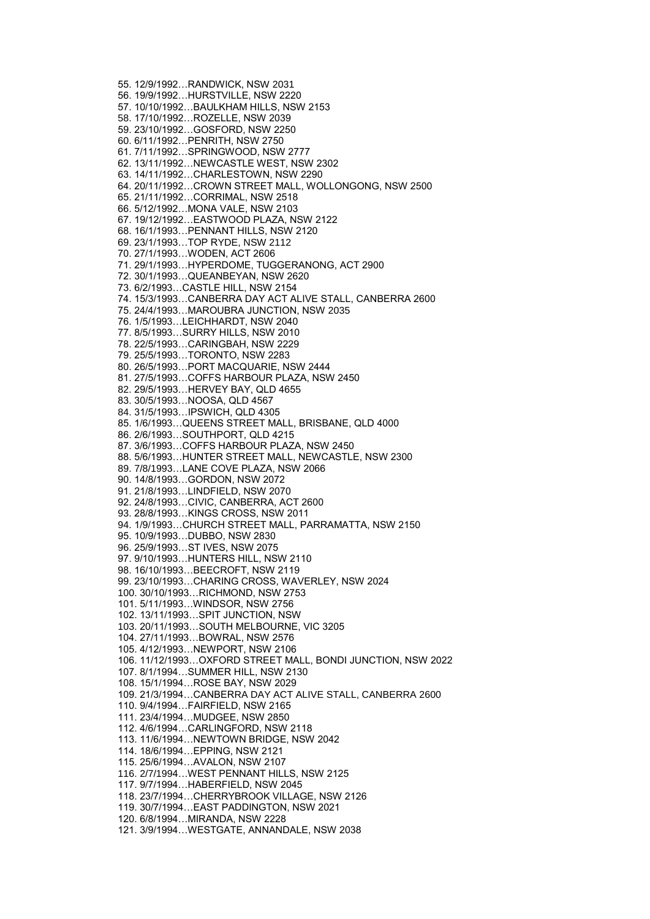55. 12/9/1992…RANDWICK, NSW 2031
56. 19/9/1992…HURSTVILLE, NSW 2220
57. 10/10/1992…BAULKHAM HILLS, NSW 2153
58. 17/10/1992…ROZELLE, NSW 2039
59. 23/10/1992…GOSFORD, NSW 2250
60. 6/11/1992…PENRITH, NSW 2750
61. 7/11/1992…SPRINGWOOD, NSW 2777
62. 13/11/1992…NEWCASTLE WEST, NSW 2302
63. 14/11/1992…CHARLESTOWN, NSW 2290
64. 20/11/1992…CROWN STREET MALL, WOLLONGONG, NSW 2500
65. 21/11/1992…CORRIMAL, NSW 2518
66. 5/12/1992…MONA VALE, NSW 2103
67. 19/12/1992…EASTWOOD PLAZA, NSW 2122
68. 16/1/1993…PENNANT HILLS, NSW 2120
69. 23/1/1993…TOP RYDE, NSW 2112
70. 27/1/1993…WODEN, ACT 2606
71. 29/1/1993…HYPERDOME, TUGGERANONG, ACT 2900
72. 30/1/1993…QUEANBEYAN, NSW 2620
73. 6/2/1993…CASTLE HILL, NSW 2154
74. 15/3/1993…CANBERRA DAY ACT ALIVE STALL, CANBERRA 2600
75. 24/4/1993…MAROUBRA JUNCTION, NSW 2035
76. 1/5/1993…LEICHHARDT, NSW 2040
77. 8/5/1993…SURRY HILLS, NSW 2010
78. 22/5/1993…CARINGBAH, NSW 2229
79. 25/5/1993…TORONTO, NSW 2283
80. 26/5/1993…PORT MACQUARIE, NSW 2444
81. 27/5/1993…COFFS HARBOUR PLAZA, NSW 2450
82. 29/5/1993…HERVEY BAY, QLD 4655
83. 30/5/1993…NOOSA, QLD 4567
84. 31/5/1993…IPSWICH, QLD 4305
85. 1/6/1993…QUEENS STREET MALL, BRISBANE, QLD 4000
86. 2/6/1993…SOUTHPORT, QLD 4215
87. 3/6/1993…COFFS HARBOUR PLAZA, NSW 2450
88. 5/6/1993…HUNTER STREET MALL, NEWCASTLE, NSW 2300
89. 7/8/1993…LANE COVE PLAZA, NSW 2066
90. 14/8/1993…GORDON, NSW 2072
91. 21/8/1993…LINDFIELD, NSW 2070
92. 24/8/1993…CIVIC, CANBERRA, ACT 2600
93. 28/8/1993…KINGS CROSS, NSW 2011
94. 1/9/1993…CHURCH STREET MALL, PARRAMATTA, NSW 2150
95. 10/9/1993…DUBBO, NSW 2830
96. 25/9/1993…ST IVES, NSW 2075
97. 9/10/1993…HUNTERS HILL, NSW 2110
98. 16/10/1993…BEECROFT, NSW 2119
99. 23/10/1993…CHARING CROSS, WAVERLEY, NSW 2024
100. 30/10/1993…RICHMOND, NSW 2753
101. 5/11/1993…WINDSOR, NSW 2756
102. 13/11/1993…SPIT JUNCTION, NSW
103. 20/11/1993…SOUTH MELBOURNE, VIC 3205
104. 27/11/1993…BOWRAL, NSW 2576
105. 4/12/1993…NEWPORT, NSW 2106
106. 11/12/1993…OXFORD STREET MALL, BONDI JUNCTION, NSW 2022
107. 8/1/1994…SUMMER HILL, NSW 2130
108. 15/1/1994…ROSE BAY, NSW 2029
109. 21/3/1994…CANBERRA DAY ACT ALIVE STALL, CANBERRA 2600
110. 9/4/1994…FAIRFIELD, NSW 2165
111. 23/4/1994…MUDGEE, NSW 2850
112. 4/6/1994…CARLINGFORD, NSW 2118
113. 11/6/1994…NEWTOWN BRIDGE, NSW 2042
114. 18/6/1994…EPPING, NSW 2121
115. 25/6/1994…AVALON, NSW 2107
116. 2/7/1994…WEST PENNANT HILLS, NSW 2125
117. 9/7/1994…HABERFIELD, NSW 2045
118. 23/7/1994…CHERRYBROOK VILLAGE, NSW 2126
119. 30/7/1994…EAST PADDINGTON, NSW 2021
120. 6/8/1994…MIRANDA, NSW 2228
121. 3/9/1994…WESTGATE, ANNANDALE, NSW 2038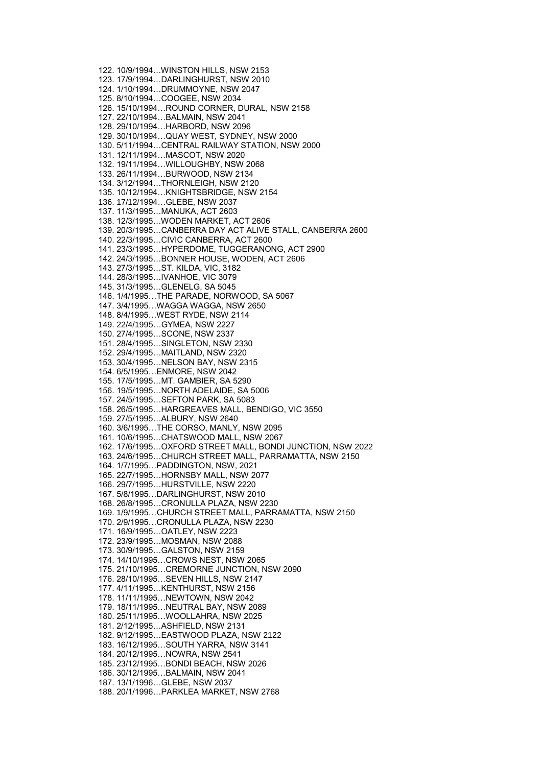122. 10/9/1994…WINSTON HILLS, NSW 2153
123. 17/9/1994…DARLINGHURST, NSW 2010
124. 1/10/1994…DRUMMOYNE, NSW 2047
125. 8/10/1994…COOGEE, NSW 2034
126. 15/10/1994…ROUND CORNER, DURAL, NSW 2158
127. 22/10/1994…BALMAIN, NSW 2041
128. 29/10/1994…HARBORD, NSW 2096
129. 30/10/1994…QUAY WEST, SYDNEY, NSW 2000
130. 5/11/1994…CENTRAL RAILWAY STATION, NSW 2000
131. 12/11/1994…MASCOT, NSW 2020
132. 19/11/1994…WILLOUGHBY, NSW 2068
133. 26/11/1994…BURWOOD, NSW 2134
134. 3/12/1994…THORNLEIGH, NSW 2120
135. 10/12/1994…KNIGHTSBRIDGE, NSW 2154
136. 17/12/1994…GLEBE, NSW 2037
137. 11/3/1995…MANUKA, ACT 2603
138. 12/3/1995…WODEN MARKET, ACT 2606
139. 20/3/1995…CANBERRA DAY ACT ALIVE STALL, CANBERRA 2600
140. 22/3/1995…CIVIC CANBERRA, ACT 2600
141. 23/3/1995…HYPERDOME, TUGGERANONG, ACT 2900
142. 24/3/1995…BONNER HOUSE, WODEN, ACT 2606
143. 27/3/1995…ST. KILDA, VIC, 3182
144. 28/3/1995…IVANHOE, VIC 3079
145. 31/3/1995…GLENELG, SA 5045
146. 1/4/1995…THE PARADE, NORWOOD, SA 5067
147. 3/4/1995…WAGGA WAGGA, NSW 2650
148. 8/4/1995…WEST RYDE, NSW 2114
149. 22/4/1995…GYMEA, NSW 2227
150. 27/4/1995…SCONE, NSW 2337
151. 28/4/1995…SINGLETON, NSW 2330
152. 29/4/1995…MAITLAND, NSW 2320
153. 30/4/1995…NELSON BAY, NSW 2315
154. 6/5/1995…ENMORE, NSW 2042
155. 17/5/1995…MT. GAMBIER, SA 5290
156. 19/5/1995…NORTH ADELAIDE, SA 5006
157. 24/5/1995…SEFTON PARK, SA 5083
158. 26/5/1995…HARGREAVES MALL, BENDIGO, VIC 3550
159. 27/5/1995…ALBURY, NSW 2640
160. 3/6/1995…THE CORSO, MANLY, NSW 2095
161. 10/6/1995…CHATSWOOD MALL, NSW 2067
162. 17/6/1995…OXFORD STREET MALL, BONDI JUNCTION, NSW 2022
163. 24/6/1995…CHURCH STREET MALL, PARRAMATTA, NSW 2150
164. 1/7/1995…PADDINGTON, NSW, 2021
165. 22/7/1995…HORNSBY MALL, NSW 2077
166. 29/7/1995…HURSTVILLE, NSW 2220
167. 5/8/1995…DARLINGHURST, NSW 2010
168. 26/8/1995…CRONULLA PLAZA, NSW 2230
169. 1/9/1995…CHURCH STREET MALL, PARRAMATTA, NSW 2150
170. 2/9/1995…CRONULLA PLAZA, NSW 2230
171. 16/9/1995…OATLEY, NSW 2223
172. 23/9/1995…MOSMAN, NSW 2088
173. 30/9/1995…GALSTON, NSW 2159
174. 14/10/1995…CROWS NEST, NSW 2065
175. 21/10/1995…CREMORNE JUNCTION, NSW 2090
176. 28/10/1995…SEVEN HILLS, NSW 2147
177. 4/11/1995…KENTHURST, NSW 2156
178. 11/11/1995…NEWTOWN, NSW 2042
179. 18/11/1995…NEUTRAL BAY, NSW 2089
180. 25/11/1995…WOOLLAHRA, NSW 2025
181. 2/12/1995…ASHFIELD, NSW 2131
182. 9/12/1995…EASTWOOD PLAZA, NSW 2122
183. 16/12/1995…SOUTH YARRA, NSW 3141
184. 20/12/1995…NOWRA, NSW 2541
185. 23/12/1995…BONDI BEACH, NSW 2026
186. 30/12/1995…BALMAIN, NSW 2041
187. 13/1/1996…GLEBE, NSW 2037
188. 20/1/1996…PARKLEA MARKET, NSW 2768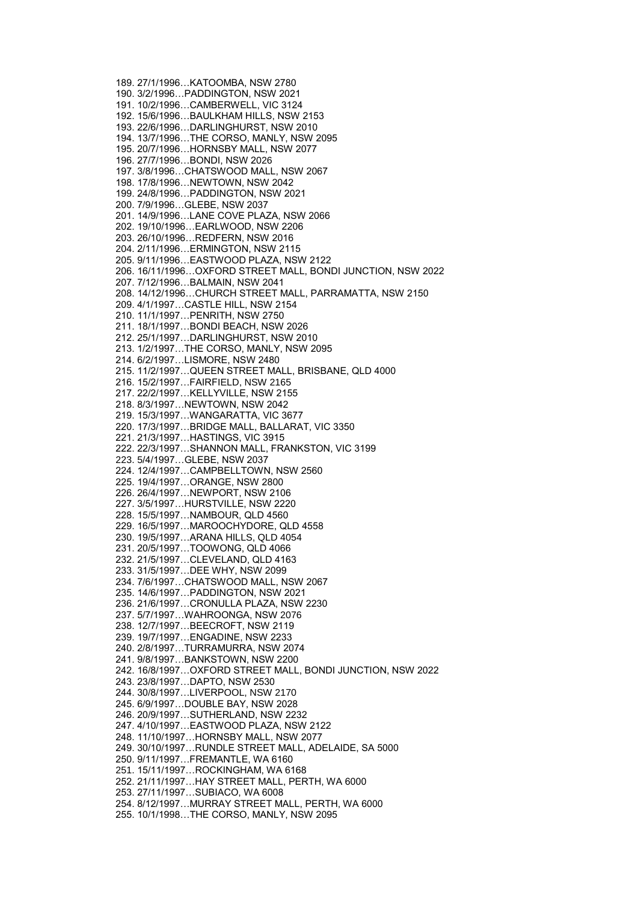189. 27/1/1996…KATOOMBA, NSW 2780
190. 3/2/1996…PADDINGTON, NSW 2021
191. 10/2/1996…CAMBERWELL, VIC 3124
192. 15/6/1996…BAULKHAM HILLS, NSW 2153
193. 22/6/1996…DARLINGHURST, NSW 2010
194. 13/7/1996…THE CORSO, MANLY, NSW 2095
195. 20/7/1996…HORNSBY MALL, NSW 2077
196. 27/7/1996…BONDI, NSW 2026
197. 3/8/1996…CHATSWOOD MALL, NSW 2067
198. 17/8/1996…NEWTOWN, NSW 2042
199. 24/8/1996…PADDINGTON, NSW 2021
200. 7/9/1996…GLEBE, NSW 2037
201. 14/9/1996…LANE COVE PLAZA, NSW 2066
202. 19/10/1996…EARLWOOD, NSW 2206
203. 26/10/1996…REDFERN, NSW 2016
204. 2/11/1996…ERMINGTON, NSW 2115
205. 9/11/1996…EASTWOOD PLAZA, NSW 2122
206. 16/11/1996…OXFORD STREET MALL, BONDI JUNCTION, NSW 2022
207. 7/12/1996…BALMAIN, NSW 2041
208. 14/12/1996…CHURCH STREET MALL, PARRAMATTA, NSW 2150
209. 4/1/1997…CASTLE HILL, NSW 2154
210. 11/1/1997…PENRITH, NSW 2750
211. 18/1/1997…BONDI BEACH, NSW 2026
212. 25/1/1997…DARLINGHURST, NSW 2010
213. 1/2/1997…THE CORSO, MANLY, NSW 2095
214. 6/2/1997…LISMORE, NSW 2480
215. 11/2/1997…QUEEN STREET MALL, BRISBANE, QLD 4000
216. 15/2/1997…FAIRFIELD, NSW 2165
217. 22/2/1997…KELLYVILLE, NSW 2155
218. 8/3/1997…NEWTOWN, NSW 2042
219. 15/3/1997…WANGARATTA, VIC 3677
220. 17/3/1997…BRIDGE MALL, BALLARAT, VIC 3350
221. 21/3/1997…HASTINGS, VIC 3915
222. 22/3/1997…SHANNON MALL, FRANKSTON, VIC 3199
223. 5/4/1997…GLEBE, NSW 2037
224. 12/4/1997…CAMPBELLTOWN, NSW 2560
225. 19/4/1997…ORANGE, NSW 2800
226. 26/4/1997…NEWPORT, NSW 2106
227. 3/5/1997…HURSTVILLE, NSW 2220
228. 15/5/1997…NAMBOUR, QLD 4560
229. 16/5/1997…MAROOCHYDORE, QLD 4558
230. 19/5/1997…ARANA HILLS, QLD 4054
231. 20/5/1997…TOOWONG, QLD 4066
232. 21/5/1997…CLEVELAND, QLD 4163
233. 31/5/1997…DEE WHY, NSW 2099
234. 7/6/1997…CHATSWOOD MALL, NSW 2067
235. 14/6/1997…PADDINGTON, NSW 2021
236. 21/6/1997…CRONULLA PLAZA, NSW 2230
237. 5/7/1997…WAHROONGA, NSW 2076
238. 12/7/1997…BEECROFT, NSW 2119
239. 19/7/1997…ENGADINE, NSW 2233
240. 2/8/1997…TURRAMURRA, NSW 2074
241. 9/8/1997…BANKSTOWN, NSW 2200
242. 16/8/1997…OXFORD STREET MALL, BONDI JUNCTION, NSW 2022
243. 23/8/1997…DAPTO, NSW 2530
244. 30/8/1997…LIVERPOOL, NSW 2170
245. 6/9/1997…DOUBLE BAY, NSW 2028
246. 20/9/1997…SUTHERLAND, NSW 2232
247. 4/10/1997…EASTWOOD PLAZA, NSW 2122
248. 11/10/1997…HORNSBY MALL, NSW 2077
249. 30/10/1997…RUNDLE STREET MALL, ADELAIDE, SA 5000
250. 9/11/1997…FREMANTLE, WA 6160
251. 15/11/1997…ROCKINGHAM, WA 6168
252. 21/11/1997…HAY STREET MALL, PERTH, WA 6000
253. 27/11/1997…SUBIACO, WA 6008
254. 8/12/1997…MURRAY STREET MALL, PERTH, WA 6000
255. 10/1/1998…THE CORSO, MANLY, NSW 2095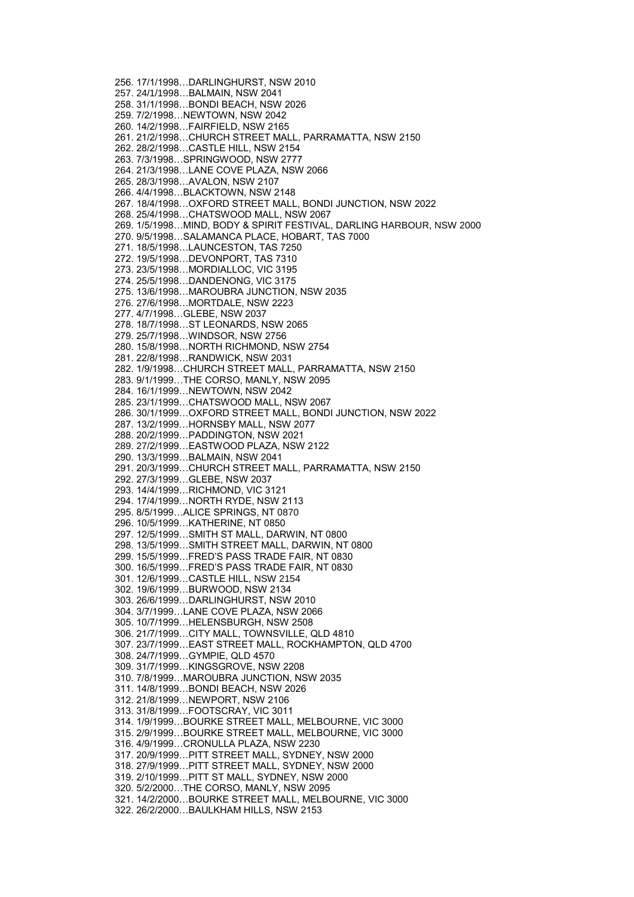256. 17/1/1998…DARLINGHURST, NSW 2010
257. 24/1/1998…BALMAIN, NSW 2041
258. 31/1/1998…BONDI BEACH, NSW 2026
259. 7/2/1998…NEWTOWN, NSW 2042
260. 14/2/1998…FAIRFIELD, NSW 2165
261. 21/2/1998…CHURCH STREET MALL, PARRAMATTA, NSW 2150
262. 28/2/1998…CASTLE HILL, NSW 2154
263. 7/3/1998…SPRINGWOOD, NSW 2777
264. 21/3/1998…LANE COVE PLAZA, NSW 2066
265. 28/3/1998…AVALON, NSW 2107
266. 4/4/1998…BLACKTOWN, NSW 2148
267. 18/4/1998…OXFORD STREET MALL, BONDI JUNCTION, NSW 2022
268. 25/4/1998…CHATSWOOD MALL, NSW 2067
269. 1/5/1998…MIND, BODY & SPIRIT FESTIVAL, DARLING HARBOUR, NSW 2000
270. 9/5/1998…SALAMANCA PLACE, HOBART, TAS 7000
271. 18/5/1998…LAUNCESTON, TAS 7250
272. 19/5/1998…DEVONPORT, TAS 7310
273. 23/5/1998…MORDIALLOC, VIC 3195
274. 25/5/1998…DANDENONG, VIC 3175
275. 13/6/1998…MAROUBRA JUNCTION, NSW 2035
276. 27/6/1998…MORTDALE, NSW 2223
277. 4/7/1998…GLEBE, NSW 2037
278. 18/7/1998…ST LEONARDS, NSW 2065
279. 25/7/1998…WINDSOR, NSW 2756
280. 15/8/1998…NORTH RICHMOND, NSW 2754
281. 22/8/1998…RANDWICK, NSW 2031
282. 1/9/1998…CHURCH STREET MALL, PARRAMATTA, NSW 2150
283. 9/1/1999…THE CORSO, MANLY, NSW 2095
284. 16/1/1999…NEWTOWN, NSW 2042
285. 23/1/1999…CHATSWOOD MALL, NSW 2067
286. 30/1/1999…OXFORD STREET MALL, BONDI JUNCTION, NSW 2022
287. 13/2/1999…HORNSBY MALL, NSW 2077
288. 20/2/1999…PADDINGTON, NSW 2021
289. 27/2/1999…EASTWOOD PLAZA, NSW 2122
290. 13/3/1999…BALMAIN, NSW 2041
291. 20/3/1999…CHURCH STREET MALL, PARRAMATTA, NSW 2150
292. 27/3/1999…GLEBE, NSW 2037
293. 14/4/1999…RICHMOND, VIC 3121
294. 17/4/1999…NORTH RYDE, NSW 2113
295. 8/5/1999…ALICE SPRINGS, NT 0870
296. 10/5/1999…KATHERINE, NT 0850
297. 12/5/1999…SMITH ST MALL, DARWIN, NT 0800
298. 13/5/1999…SMITH STREET MALL, DARWIN, NT 0800
299. 15/5/1999…FRED'S PASS TRADE FAIR, NT 0830
300. 16/5/1999…FRED'S PASS TRADE FAIR, NT 0830
301. 12/6/1999…CASTLE HILL, NSW 2154
302. 19/6/1999…BURWOOD, NSW 2134
303. 26/6/1999…DARLINGHURST, NSW 2010
304. 3/7/1999…LANE COVE PLAZA, NSW 2066
305. 10/7/1999…HELENSBURGH, NSW 2508
306. 21/7/1999…CITY MALL, TOWNSVILLE, QLD 4810
307. 23/7/1999…EAST STREET MALL, ROCKHAMPTON, QLD 4700
308. 24/7/1999…GYMPIE, QLD 4570
309. 31/7/1999…KINGSGROVE, NSW 2208
310. 7/8/1999…MAROUBRA JUNCTION, NSW 2035
311. 14/8/1999…BONDI BEACH, NSW 2026
312. 21/8/1999…NEWPORT, NSW 2106
313. 31/8/1999…FOOTSCRAY, VIC 3011
314. 1/9/1999…BOURKE STREET MALL, MELBOURNE, VIC 3000
315. 2/9/1999…BOURKE STREET MALL, MELBOURNE, VIC 3000
316. 4/9/1999…CRONULLA PLAZA, NSW 2230
317. 20/9/1999…PITT STREET MALL, SYDNEY, NSW 2000
318. 27/9/1999…PITT STREET MALL, SYDNEY, NSW 2000
319. 2/10/1999…PITT ST MALL, SYDNEY, NSW 2000
320. 5/2/2000…THE CORSO, MANLY, NSW 2095
321. 14/2/2000…BOURKE STREET MALL, MELBOURNE, VIC 3000
322. 26/2/2000…BAULKHAM HILLS, NSW 2153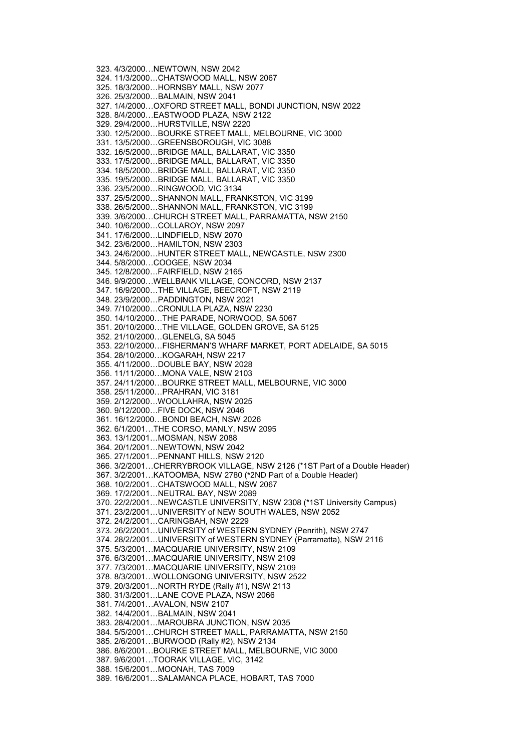323. 4/3/2000…NEWTOWN, NSW 2042
324. 11/3/2000…CHATSWOOD MALL, NSW 2067
325. 18/3/2000…HORNSBY MALL, NSW 2077
326. 25/3/2000…BALMAIN, NSW 2041
327. 1/4/2000…OXFORD STREET MALL, BONDI JUNCTION, NSW 2022
328. 8/4/2000…EASTWOOD PLAZA, NSW 2122
329. 29/4/2000…HURSTVILLE, NSW 2220
330. 12/5/2000…BOURKE STREET MALL, MELBOURNE, VIC 3000
331. 13/5/2000…GREENSBOROUGH, VIC 3088
332. 16/5/2000…BRIDGE MALL, BALLARAT, VIC 3350
333. 17/5/2000…BRIDGE MALL, BALLARAT, VIC 3350
334. 18/5/2000…BRIDGE MALL, BALLARAT, VIC 3350
335. 19/5/2000…BRIDGE MALL, BALLARAT, VIC 3350
336. 23/5/2000…RINGWOOD, VIC 3134
337. 25/5/2000…SHANNON MALL, FRANKSTON, VIC 3199
338. 26/5/2000…SHANNON MALL, FRANKSTON, VIC 3199
339. 3/6/2000…CHURCH STREET MALL, PARRAMATTA, NSW 2150
340. 10/6/2000…COLLAROY, NSW 2097
341. 17/6/2000…LINDFIELD, NSW 2070
342. 23/6/2000…HAMILTON, NSW 2303
343. 24/6/2000…HUNTER STREET MALL, NEWCASTLE, NSW 2300
344. 5/8/2000…COOGEE, NSW 2034
345. 12/8/2000…FAIRFIELD, NSW 2165
346. 9/9/2000…WELLBANK VILLAGE, CONCORD, NSW 2137
347. 16/9/2000…THE VILLAGE, BEECROFT, NSW 2119
348. 23/9/2000…PADDINGTON, NSW 2021
349. 7/10/2000…CRONULLA PLAZA, NSW 2230
350. 14/10/2000…THE PARADE, NORWOOD, SA 5067
351. 20/10/2000…THE VILLAGE, GOLDEN GROVE, SA 5125
352. 21/10/2000…GLENELG, SA 5045
353. 22/10/2000…FISHERMAN'S WHARF MARKET, PORT ADELAIDE, SA 5015
354. 28/10/2000…KOGARAH, NSW 2217
355. 4/11/2000…DOUBLE BAY, NSW 2028
356. 11/11/2000…MONA VALE, NSW 2103
357. 24/11/2000…BOURKE STREET MALL, MELBOURNE, VIC 3000
358. 25/11/2000…PRAHRAN, VIC 3181
359. 2/12/2000…WOOLLAHRA, NSW 2025
360. 9/12/2000…FIVE DOCK, NSW 2046
361. 16/12/2000…BONDI BEACH, NSW 2026
362. 6/1/2001…THE CORSO, MANLY, NSW 2095
363. 13/1/2001…MOSMAN, NSW 2088
364. 20/1/2001…NEWTOWN, NSW 2042
365. 27/1/2001…PENNANT HILLS, NSW 2120
366. 3/2/2001…CHERRYBROOK VILLAGE, NSW 2126 (*1ST Part of a Double Header)
367. 3/2/2001…KATOOMBA, NSW 2780 (*2ND Part of a Double Header)
368. 10/2/2001…CHATSWOOD MALL, NSW 2067
369. 17/2/2001…NEUTRAL BAY, NSW 2089
370. 22/2/2001…NEWCASTLE UNIVERSITY, NSW 2308 (*1ST University Campus)
371. 23/2/2001…UNIVERSITY of NEW SOUTH WALES, NSW 2052
372. 24/2/2001…CARINGBAH, NSW 2229
373. 26/2/2001…UNIVERSITY of WESTERN SYDNEY (Penrith), NSW 2747
374. 28/2/2001…UNIVERSITY of WESTERN SYDNEY (Parramatta), NSW 2116
375. 5/3/2001…MACQUARIE UNIVERSITY, NSW 2109
376. 6/3/2001…MACQUARIE UNIVERSITY, NSW 2109
377. 7/3/2001…MACQUARIE UNIVERSITY, NSW 2109
378. 8/3/2001…WOLLONGONG UNIVERSITY, NSW 2522
379. 20/3/2001…NORTH RYDE (Rally #1), NSW 2113
380. 31/3/2001…LANE COVE PLAZA, NSW 2066
381. 7/4/2001…AVALON, NSW 2107
382. 14/4/2001…BALMAIN, NSW 2041
383. 28/4/2001…MAROUBRA JUNCTION, NSW 2035
384. 5/5/2001…CHURCH STREET MALL, PARRAMATTA, NSW 2150
385. 2/6/2001…BURWOOD (Rally #2), NSW 2134
386. 8/6/2001…BOURKE STREET MALL, MELBOURNE, VIC 3000
387. 9/6/2001…TOORAK VILLAGE, VIC, 3142
388. 15/6/2001…MOONAH, TAS 7009
389. 16/6/2001…SALAMANCA PLACE, HOBART, TAS 7000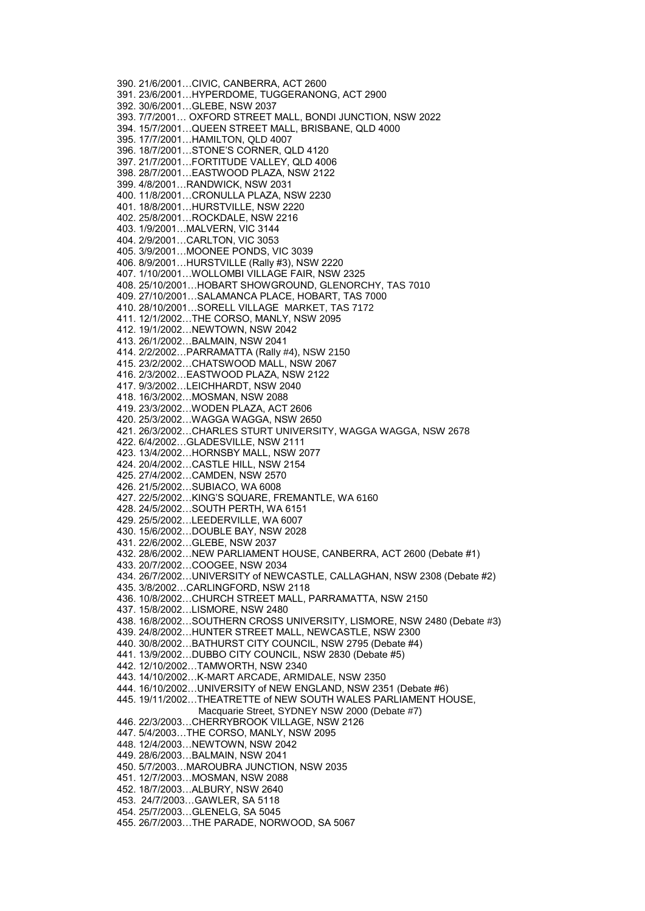390. 21/6/2001…CIVIC, CANBERRA, ACT 2600
391. 23/6/2001…HYPERDOME, TUGGERANONG, ACT 2900
392. 30/6/2001…GLEBE, NSW 2037
393. 7/7/2001… OXFORD STREET MALL, BONDI JUNCTION, NSW 2022
394. 15/7/2001…QUEEN STREET MALL, BRISBANE, QLD 4000
395. 17/7/2001…HAMILTON, QLD 4007
396. 18/7/2001…STONE'S CORNER, QLD 4120
397. 21/7/2001…FORTITUDE VALLEY, QLD 4006
398. 28/7/2001…EASTWOOD PLAZA, NSW 2122
399. 4/8/2001…RANDWICK, NSW 2031
400. 11/8/2001…CRONULLA PLAZA, NSW 2230
401. 18/8/2001…HURSTVILLE, NSW 2220
402. 25/8/2001…ROCKDALE, NSW 2216
403. 1/9/2001…MALVERN, VIC 3144
404. 2/9/2001…CARLTON, VIC 3053
405. 3/9/2001…MOONEE PONDS, VIC 3039
406. 8/9/2001…HURSTVILLE (Rally #3), NSW 2220
407. 1/10/2001…WOLLOMBI VILLAGE FAIR, NSW 2325
408. 25/10/2001…HOBART SHOWGROUND, GLENORCHY, TAS 7010
409. 27/10/2001…SALAMANCA PLACE, HOBART, TAS 7000
410. 28/10/2001…SORELL VILLAGE MARKET, TAS 7172
411. 12/1/2002…THE CORSO, MANLY, NSW 2095
412. 19/1/2002…NEWTOWN, NSW 2042
413. 26/1/2002…BALMAIN, NSW 2041
414. 2/2/2002…PARRAMATTA (Rally #4), NSW 2150
415. 23/2/2002…CHATSWOOD MALL, NSW 2067
416. 2/3/2002…EASTWOOD PLAZA, NSW 2122
417. 9/3/2002…LEICHHARDT, NSW 2040
418. 16/3/2002…MOSMAN, NSW 2088
419. 23/3/2002…WODEN PLAZA, ACT 2606
420. 25/3/2002…WAGGA WAGGA, NSW 2650
421. 26/3/2002…CHARLES STURT UNIVERSITY, WAGGA WAGGA, NSW 2678
422. 6/4/2002…GLADESVILLE, NSW 2111
423. 13/4/2002…HORNSBY MALL, NSW 2077
424. 20/4/2002…CASTLE HILL, NSW 2154
425. 27/4/2002…CAMDEN, NSW 2570
426. 21/5/2002…SUBIACO, WA 6008
427. 22/5/2002…KING'S SQUARE, FREMANTLE, WA 6160
428. 24/5/2002…SOUTH PERTH, WA 6151
429. 25/5/2002…LEEDERVILLE, WA 6007
430. 15/6/2002…DOUBLE BAY, NSW 2028
431. 22/6/2002…GLEBE, NSW 2037
432. 28/6/2002…NEW PARLIAMENT HOUSE, CANBERRA, ACT 2600 (Debate #1)
433. 20/7/2002…COOGEE, NSW 2034
434. 26/7/2002…UNIVERSITY of NEWCASTLE, CALLAGHAN, NSW 2308 (Debate #2)
435. 3/8/2002…CARLINGFORD, NSW 2118
436. 10/8/2002…CHURCH STREET MALL, PARRAMATTA, NSW 2150
437. 15/8/2002…LISMORE, NSW 2480
438. 16/8/2002…SOUTHERN CROSS UNIVERSITY, LISMORE, NSW 2480 (Debate #3)
439. 24/8/2002…HUNTER STREET MALL, NEWCASTLE, NSW 2300
440. 30/8/2002…BATHURST CITY COUNCIL, NSW 2795 (Debate #4)
441. 13/9/2002…DUBBO CITY COUNCIL, NSW 2830 (Debate #5)
442. 12/10/2002…TAMWORTH, NSW 2340
443. 14/10/2002…K-MART ARCADE, ARMIDALE, NSW 2350
444. 16/10/2002…UNIVERSITY of NEW ENGLAND, NSW 2351 (Debate #6)
445. 19/11/2002…THEATRETTE of NEW SOUTH WALES PARLIAMENT HOUSE, Macquarie Street, SYDNEY NSW 2000 (Debate #7)
446. 22/3/2003…CHERRYBROOK VILLAGE, NSW 2126
447. 5/4/2003…THE CORSO, MANLY, NSW 2095
448. 12/4/2003…NEWTOWN, NSW 2042
449. 28/6/2003…BALMAIN, NSW 2041
450. 5/7/2003…MAROUBRA JUNCTION, NSW 2035
451. 12/7/2003…MOSMAN, NSW 2088
452. 18/7/2003…ALBURY, NSW 2640
453. 24/7/2003…GAWLER, SA 5118
454. 25/7/2003…GLENELG, SA 5045
455. 26/7/2003…THE PARADE, NORWOOD, SA 5067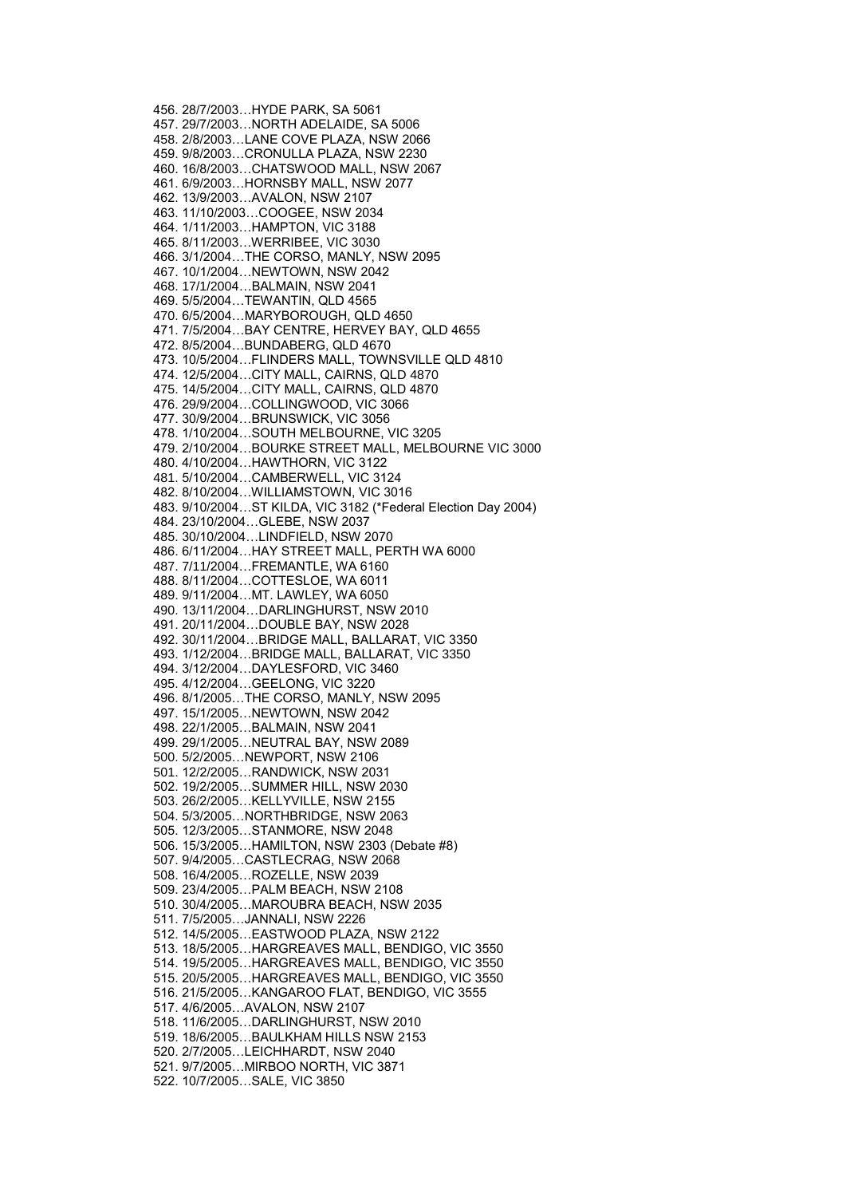456. 28/7/2003…HYDE PARK, SA 5061
457. 29/7/2003…NORTH ADELAIDE, SA 5006
458. 2/8/2003…LANE COVE PLAZA, NSW 2066
459. 9/8/2003…CRONULLA PLAZA, NSW 2230
460. 16/8/2003…CHATSWOOD MALL, NSW 2067
461. 6/9/2003…HORNSBY MALL, NSW 2077
462. 13/9/2003…AVALON, NSW 2107
463. 11/10/2003…COOGEE, NSW 2034
464. 1/11/2003…HAMPTON, VIC 3188
465. 8/11/2003…WERRIBEE, VIC 3030
466. 3/1/2004…THE CORSO, MANLY, NSW 2095
467. 10/1/2004…NEWTOWN, NSW 2042
468. 17/1/2004…BALMAIN, NSW 2041
469. 5/5/2004…TEWANTIN, QLD 4565
470. 6/5/2004…MARYBOROUGH, QLD 4650
471. 7/5/2004…BAY CENTRE, HERVEY BAY, QLD 4655
472. 8/5/2004…BUNDABERG, QLD 4670
473. 10/5/2004…FLINDERS MALL, TOWNSVILLE QLD 4810
474. 12/5/2004…CITY MALL, CAIRNS, QLD 4870
475. 14/5/2004…CITY MALL, CAIRNS, QLD 4870
476. 29/9/2004…COLLINGWOOD, VIC 3066
477. 30/9/2004…BRUNSWICK, VIC 3056
478. 1/10/2004…SOUTH MELBOURNE, VIC 3205
479. 2/10/2004…BOURKE STREET MALL, MELBOURNE VIC 3000
480. 4/10/2004…HAWTHORN, VIC 3122
481. 5/10/2004…CAMBERWELL, VIC 3124
482. 8/10/2004…WILLIAMSTOWN, VIC 3016
483. 9/10/2004…ST KILDA, VIC 3182 (*Federal Election Day 2004)
484. 23/10/2004…GLEBE, NSW 2037
485. 30/10/2004…LINDFIELD, NSW 2070
486. 6/11/2004…HAY STREET MALL, PERTH WA 6000
487. 7/11/2004…FREMANTLE, WA 6160
488. 8/11/2004…COTTESLOE, WA 6011
489. 9/11/2004…MT. LAWLEY, WA 6050
490. 13/11/2004…DARLINGHURST, NSW 2010
491. 20/11/2004…DOUBLE BAY, NSW 2028
492. 30/11/2004…BRIDGE MALL, BALLARAT, VIC 3350
493. 1/12/2004…BRIDGE MALL, BALLARAT, VIC 3350
494. 3/12/2004…DAYLESFORD, VIC 3460
495. 4/12/2004…GEELONG, VIC 3220
496. 8/1/2005…THE CORSO, MANLY, NSW 2095
497. 15/1/2005…NEWTOWN, NSW 2042
498. 22/1/2005…BALMAIN, NSW 2041
499. 29/1/2005…NEUTRAL BAY, NSW 2089
500. 5/2/2005…NEWPORT, NSW 2106
501. 12/2/2005…RANDWICK, NSW 2031
502. 19/2/2005…SUMMER HILL, NSW 2030
503. 26/2/2005…KELLYVILLE, NSW 2155
504. 5/3/2005…NORTHBRIDGE, NSW 2063
505. 12/3/2005…STANMORE, NSW 2048
506. 15/3/2005…HAMILTON, NSW 2303 (Debate #8)
507. 9/4/2005…CASTLECRAG, NSW 2068
508. 16/4/2005…ROZELLE, NSW 2039
509. 23/4/2005…PALM BEACH, NSW 2108
510. 30/4/2005…MAROUBRA BEACH, NSW 2035
511. 7/5/2005…JANNALI, NSW 2226
512. 14/5/2005…EASTWOOD PLAZA, NSW 2122
513. 18/5/2005…HARGREAVES MALL, BENDIGO, VIC 3550
514. 19/5/2005…HARGREAVES MALL, BENDIGO, VIC 3550
515. 20/5/2005…HARGREAVES MALL, BENDIGO, VIC 3550
516. 21/5/2005…KANGAROO FLAT, BENDIGO, VIC 3555
517. 4/6/2005…AVALON, NSW 2107
518. 11/6/2005…DARLINGHURST, NSW 2010
519. 18/6/2005…BAULKHAM HILLS NSW 2153
520. 2/7/2005…LEICHHARDT, NSW 2040
521. 9/7/2005…MIRBOO NORTH, VIC 3871
522. 10/7/2005…SALE, VIC 3850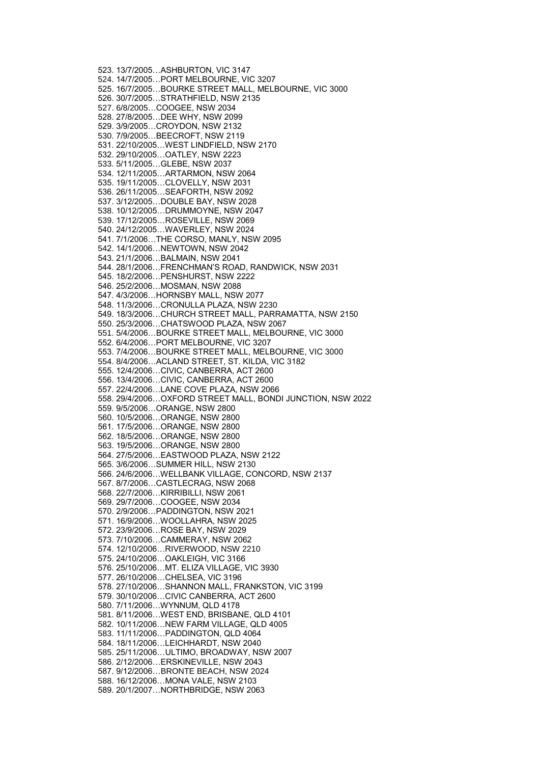523. 13/7/2005…ASHBURTON, VIC 3147
524. 14/7/2005…PORT MELBOURNE, VIC 3207
525. 16/7/2005…BOURKE STREET MALL, MELBOURNE, VIC 3000
526. 30/7/2005…STRATHFIELD, NSW 2135
527. 6/8/2005…COOGEE, NSW 2034
528. 27/8/2005…DEE WHY, NSW 2099
529. 3/9/2005…CROYDON, NSW 2132
530. 7/9/2005…BEECROFT, NSW 2119
531. 22/10/2005…WEST LINDFIELD, NSW 2170
532. 29/10/2005…OATLEY, NSW 2223
533. 5/11/2005…GLEBE, NSW 2037
534. 12/11/2005…ARTARMON, NSW 2064
535. 19/11/2005…CLOVELLY, NSW 2031
536. 26/11/2005…SEAFORTH, NSW 2092
537. 3/12/2005…DOUBLE BAY, NSW 2028
538. 10/12/2005…DRUMMOYNE, NSW 2047
539. 17/12/2005…ROSEVILLE, NSW 2069
540. 24/12/2005…WAVERLEY, NSW 2024
541. 7/1/2006…THE CORSO, MANLY, NSW 2095
542. 14/1/2006…NEWTOWN, NSW 2042
543. 21/1/2006…BALMAIN, NSW 2041
544. 28/1/2006…FRENCHMAN'S ROAD, RANDWICK, NSW 2031
545. 18/2/2006…PENSHURST, NSW 2222
546. 25/2/2006…MOSMAN, NSW 2088
547. 4/3/2006…HORNSBY MALL, NSW 2077
548. 11/3/2006…CRONULLA PLAZA, NSW 2230
549. 18/3/2006…CHURCH STREET MALL, PARRAMATTA, NSW 2150
550. 25/3/2006…CHATSWOOD PLAZA, NSW 2067
551. 5/4/2006…BOURKE STREET MALL, MELBOURNE, VIC 3000
552. 6/4/2006…PORT MELBOURNE, VIC 3207
553. 7/4/2006…BOURKE STREET MALL, MELBOURNE, VIC 3000
554. 8/4/2006…ACLAND STREET, ST. KILDA, VIC 3182
555. 12/4/2006…CIVIC, CANBERRA, ACT 2600
556. 13/4/2006…CIVIC, CANBERRA, ACT 2600
557. 22/4/2006…LANE COVE PLAZA, NSW 2066
558. 29/4/2006…OXFORD STREET MALL, BONDI JUNCTION, NSW 2022
559. 9/5/2006…ORANGE, NSW 2800
560. 10/5/2006…ORANGE, NSW 2800
561. 17/5/2006…ORANGE, NSW 2800
562. 18/5/2006…ORANGE, NSW 2800
563. 19/5/2006…ORANGE, NSW 2800
564. 27/5/2006…EASTWOOD PLAZA, NSW 2122
565. 3/6/2006…SUMMER HILL, NSW 2130
566. 24/6/2006…WELLBANK VILLAGE, CONCORD, NSW 2137
567. 8/7/2006…CASTLECRAG, NSW 2068
568. 22/7/2006…KIRRIBILLI, NSW 2061
569. 29/7/2006…COOGEE, NSW 2034
570. 2/9/2006…PADDINGTON, NSW 2021
571. 16/9/2006…WOOLLAHRA, NSW 2025
572. 23/9/2006…ROSE BAY, NSW 2029
573. 7/10/2006…CAMMERAY, NSW 2062
574. 12/10/2006…RIVERWOOD, NSW 2210
575. 24/10/2006…OAKLEIGH, VIC 3166
576. 25/10/2006…MT. ELIZA VILLAGE, VIC 3930
577. 26/10/2006…CHELSEA, VIC 3196
578. 27/10/2006…SHANNON MALL, FRANKSTON, VIC 3199
579. 30/10/2006…CIVIC CANBERRA, ACT 2600
580. 7/11/2006…WYNNUM, QLD 4178
581. 8/11/2006…WEST END, BRISBANE, QLD 4101
582. 10/11/2006…NEW FARM VILLAGE, QLD 4005
583. 11/11/2006…PADDINGTON, QLD 4064
584. 18/11/2006…LEICHHARDT, NSW 2040
585. 25/11/2006…ULTIMO, BROADWAY, NSW 2007
586. 2/12/2006…ERSKINEVILLE, NSW 2043
587. 9/12/2006…BRONTE BEACH, NSW 2024
588. 16/12/2006…MONA VALE, NSW 2103
589. 20/1/2007…NORTHBRIDGE, NSW 2063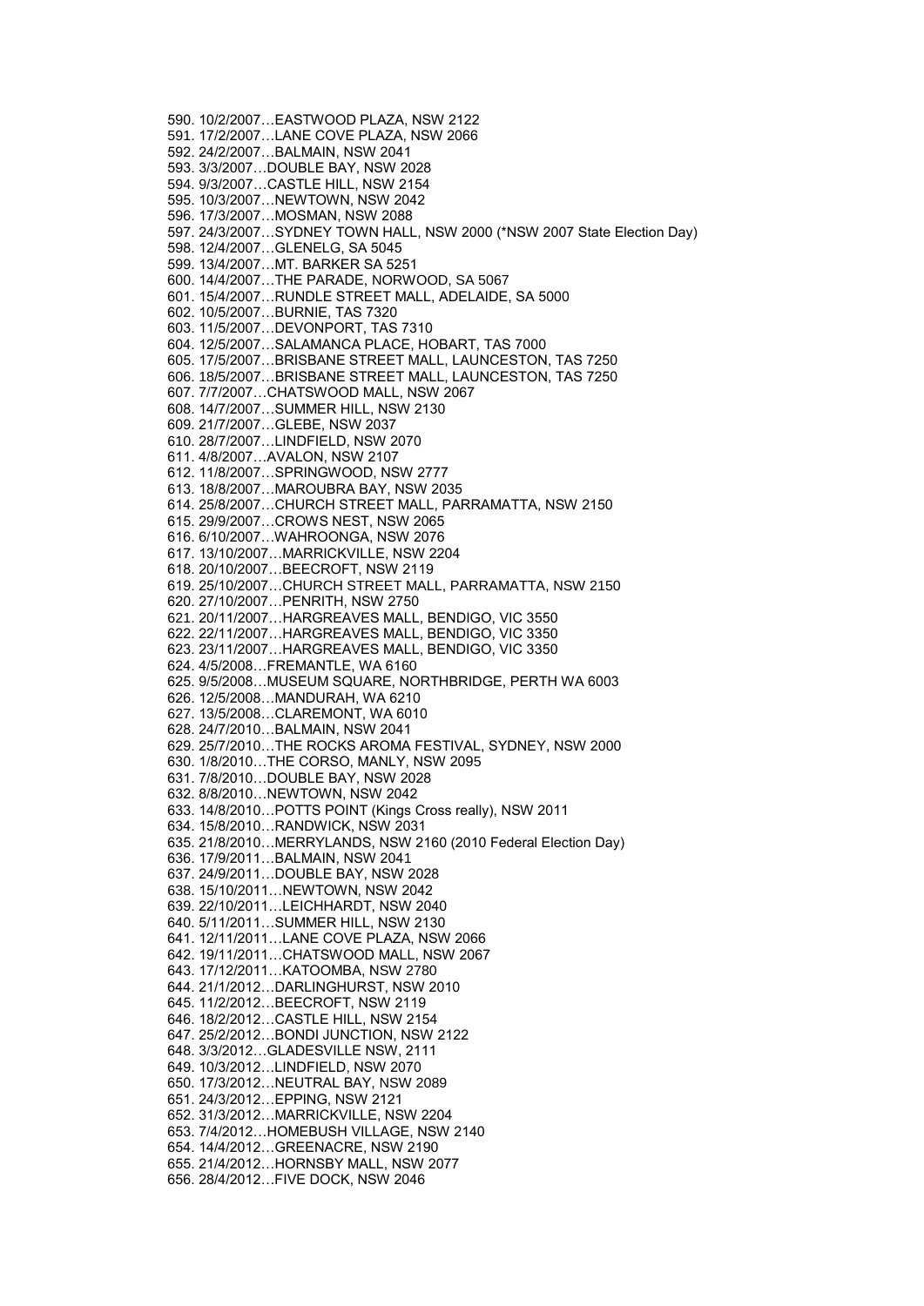590. 10/2/2007…EASTWOOD PLAZA, NSW 2122
591. 17/2/2007…LANE COVE PLAZA, NSW 2066
592. 24/2/2007…BALMAIN, NSW 2041
593. 3/3/2007…DOUBLE BAY, NSW 2028
594. 9/3/2007…CASTLE HILL, NSW 2154
595. 10/3/2007…NEWTOWN, NSW 2042
596. 17/3/2007…MOSMAN, NSW 2088
597. 24/3/2007…SYDNEY TOWN HALL, NSW 2000 (*NSW 2007 State Election Day)
598. 12/4/2007…GLENELG, SA 5045
599. 13/4/2007…MT. BARKER SA 5251
600. 14/4/2007…THE PARADE, NORWOOD, SA 5067
601. 15/4/2007…RUNDLE STREET MALL, ADELAIDE, SA 5000
602. 10/5/2007…BURNIE, TAS 7320
603. 11/5/2007…DEVONPORT, TAS 7310
604. 12/5/2007…SALAMANCA PLACE, HOBART, TAS 7000
605. 17/5/2007…BRISBANE STREET MALL, LAUNCESTON, TAS 7250
606. 18/5/2007…BRISBANE STREET MALL, LAUNCESTON, TAS 7250
607. 7/7/2007…CHATSWOOD MALL, NSW 2067
608. 14/7/2007…SUMMER HILL, NSW 2130
609. 21/7/2007…GLEBE, NSW 2037
610. 28/7/2007…LINDFIELD, NSW 2070
611. 4/8/2007…AVALON, NSW 2107
612. 11/8/2007…SPRINGWOOD, NSW 2777
613. 18/8/2007…MAROUBRA BAY, NSW 2035
614. 25/8/2007…CHURCH STREET MALL, PARRAMATTA, NSW 2150
615. 29/9/2007…CROWS NEST, NSW 2065
616. 6/10/2007…WAHROONGA, NSW 2076
617. 13/10/2007…MARRICKVILLE, NSW 2204
618. 20/10/2007…BEECROFT, NSW 2119
619. 25/10/2007…CHURCH STREET MALL, PARRAMATTA, NSW 2150
620. 27/10/2007…PENRITH, NSW 2750
621. 20/11/2007…HARGREAVES MALL, BENDIGO, VIC 3550
622. 22/11/2007…HARGREAVES MALL, BENDIGO, VIC 3350
623. 23/11/2007…HARGREAVES MALL, BENDIGO, VIC 3350
624. 4/5/2008…FREMANTLE, WA 6160
625. 9/5/2008…MUSEUM SQUARE, NORTHBRIDGE, PERTH WA 6003
626. 12/5/2008…MANDURAH, WA 6210
627. 13/5/2008…CLAREMONT, WA 6010
628. 24/7/2010…BALMAIN, NSW 2041
629. 25/7/2010…THE ROCKS AROMA FESTIVAL, SYDNEY, NSW 2000
630. 1/8/2010…THE CORSO, MANLY, NSW 2095
631. 7/8/2010…DOUBLE BAY, NSW 2028
632. 8/8/2010…NEWTOWN, NSW 2042
633. 14/8/2010…POTTS POINT (Kings Cross really), NSW 2011
634. 15/8/2010…RANDWICK, NSW 2031
635. 21/8/2010…MERRYLANDS, NSW 2160 (2010 Federal Election Day)
636. 17/9/2011…BALMAIN, NSW 2041
637. 24/9/2011…DOUBLE BAY, NSW 2028
638. 15/10/2011…NEWTOWN, NSW 2042
639. 22/10/2011…LEICHHARDT, NSW 2040
640. 5/11/2011…SUMMER HILL, NSW 2130
641. 12/11/2011…LANE COVE PLAZA, NSW 2066
642. 19/11/2011…CHATSWOOD MALL, NSW 2067
643. 17/12/2011…KATOOMBA, NSW 2780
644. 21/1/2012…DARLINGHURST, NSW 2010
645. 11/2/2012…BEECROFT, NSW 2119
646. 18/2/2012…CASTLE HILL, NSW 2154
647. 25/2/2012…BONDI JUNCTION, NSW 2122
648. 3/3/2012…GLADESVILLE NSW, 2111
649. 10/3/2012…LINDFIELD, NSW 2070
650. 17/3/2012…NEUTRAL BAY, NSW 2089
651. 24/3/2012…EPPING, NSW 2121
652. 31/3/2012…MARRICKVILLE, NSW 2204
653. 7/4/2012…HOMEBUSH VILLAGE, NSW 2140
654. 14/4/2012…GREENACRE, NSW 2190
655. 21/4/2012…HORNSBY MALL, NSW 2077
656. 28/4/2012…FIVE DOCK, NSW 2046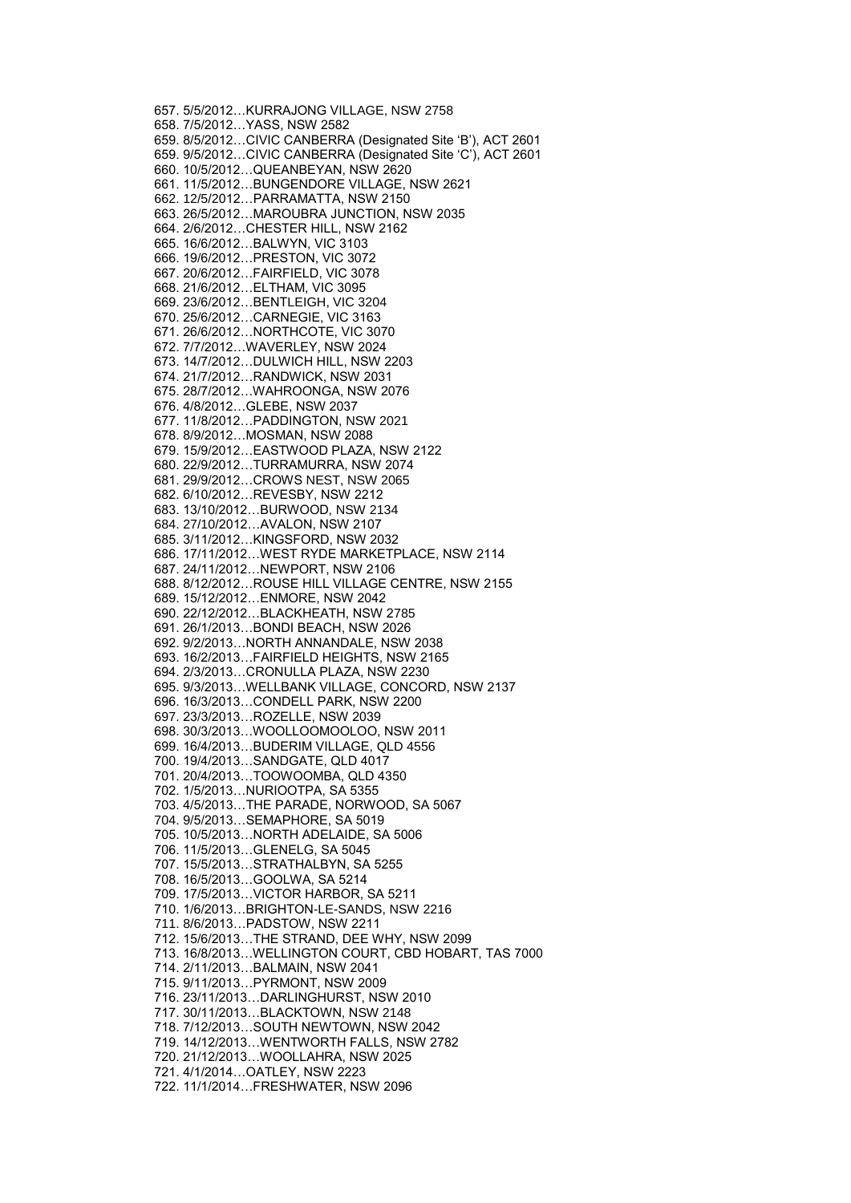657. 5/5/2012…KURRAJONG VILLAGE, NSW 2758
658. 7/5/2012…YASS, NSW 2582
659. 8/5/2012…CIVIC CANBERRA (Designated Site 'B'), ACT 2601
659. 9/5/2012…CIVIC CANBERRA (Designated Site 'C'), ACT 2601
660. 10/5/2012…QUEANBEYAN, NSW 2620
661. 11/5/2012…BUNGENDORE VILLAGE, NSW 2621
662. 12/5/2012…PARRAMATTA, NSW 2150
663. 26/5/2012…MAROUBRA JUNCTION, NSW 2035
664. 2/6/2012…CHESTER HILL, NSW 2162
665. 16/6/2012…BALWYN, VIC 3103
666. 19/6/2012…PRESTON, VIC 3072
667. 20/6/2012…FAIRFIELD, VIC 3078
668. 21/6/2012…ELTHAM, VIC 3095
669. 23/6/2012…BENTLEIGH, VIC 3204
670. 25/6/2012…CARNEGIE, VIC 3163
671. 26/6/2012…NORTHCOTE, VIC 3070
672. 7/7/2012…WAVERLEY, NSW 2024
673. 14/7/2012…DULWICH HILL, NSW 2203
674. 21/7/2012…RANDWICK, NSW 2031
675. 28/7/2012…WAHROONGA, NSW 2076
676. 4/8/2012…GLEBE, NSW 2037
677. 11/8/2012…PADDINGTON, NSW 2021
678. 8/9/2012…MOSMAN, NSW 2088
679. 15/9/2012…EASTWOOD PLAZA, NSW 2122
680. 22/9/2012…TURRAMURRA, NSW 2074
681. 29/9/2012…CROWS NEST, NSW 2065
682. 6/10/2012…REVESBY, NSW 2212
683. 13/10/2012…BURWOOD, NSW 2134
684. 27/10/2012…AVALON, NSW 2107
685. 3/11/2012…KINGSFORD, NSW 2032
686. 17/11/2012…WEST RYDE MARKETPLACE, NSW 2114
687. 24/11/2012…NEWPORT, NSW 2106
688. 8/12/2012…ROUSE HILL VILLAGE CENTRE, NSW 2155
689. 15/12/2012…ENMORE, NSW 2042
690. 22/12/2012…BLACKHEATH, NSW 2785
691. 26/1/2013…BONDI BEACH, NSW 2026
692. 9/2/2013…NORTH ANNANDALE, NSW 2038
693. 16/2/2013…FAIRFIELD HEIGHTS, NSW 2165
694. 2/3/2013…CRONULLA PLAZA, NSW 2230
695. 9/3/2013…WELLBANK VILLAGE, CONCORD, NSW 2137
696. 16/3/2013…CONDELL PARK, NSW 2200
697. 23/3/2013…ROZELLE, NSW 2039
698. 30/3/2013…WOOLLOOMOOLOO, NSW 2011
699. 16/4/2013…BUDERIM VILLAGE, QLD 4556
700. 19/4/2013…SANDGATE, QLD 4017
701. 20/4/2013…TOOWOOMBA, QLD 4350
702. 1/5/2013…NURIOOTPA, SA 5355
703. 4/5/2013…THE PARADE, NORWOOD, SA 5067
704. 9/5/2013…SEMAPHORE, SA 5019
705. 10/5/2013…NORTH ADELAIDE, SA 5006
706. 11/5/2013…GLENELG, SA 5045
707. 15/5/2013…STRATHALBYN, SA 5255
708. 16/5/2013…GOOLWA, SA 5214
709. 17/5/2013…VICTOR HARBOR, SA 5211
710. 1/6/2013…BRIGHTON-LE-SANDS, NSW 2216
711. 8/6/2013…PADSTOW, NSW 2211
712. 15/6/2013…THE STRAND, DEE WHY, NSW 2099
713. 16/8/2013…WELLINGTON COURT, CBD HOBART, TAS 7000
714. 2/11/2013…BALMAIN, NSW 2041
715. 9/11/2013…PYRMONT, NSW 2009
716. 23/11/2013…DARLINGHURST, NSW 2010
717. 30/11/2013…BLACKTOWN, NSW 2148
718. 7/12/2013…SOUTH NEWTOWN, NSW 2042
719. 14/12/2013…WENTWORTH FALLS, NSW 2782
720. 21/12/2013…WOOLLAHRA, NSW 2025
721. 4/1/2014…OATLEY, NSW 2223
722. 11/1/2014…FRESHWATER, NSW 2096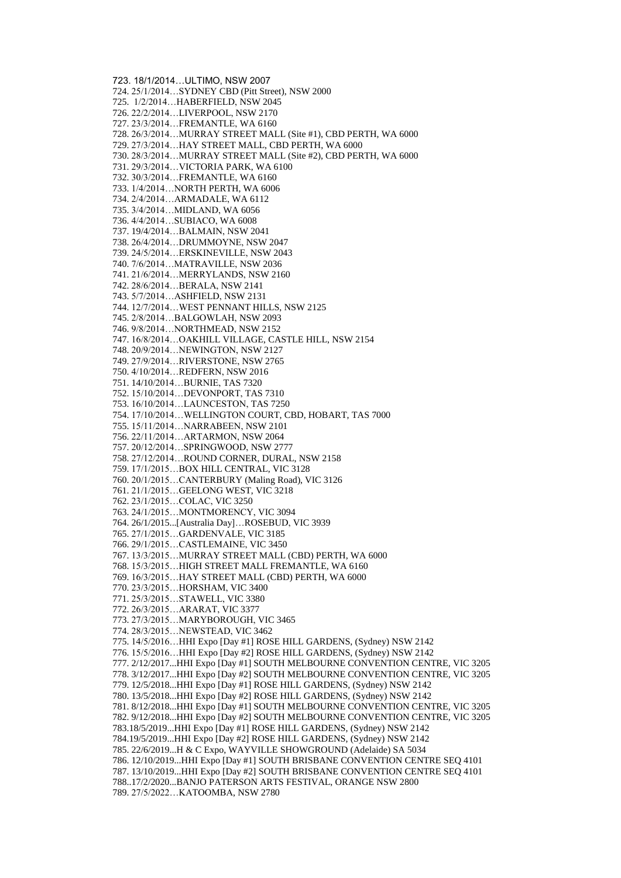723. 18/1/2014…ULTIMO, NSW 2007
724. 25/1/2014…SYDNEY CBD (Pitt Street), NSW 2000
725. 1/2/2014…HABERFIELD, NSW 2045
726. 22/2/2014…LIVERPOOL, NSW 2170
727. 23/3/2014…FREMANTLE, WA 6160
728. 26/3/2014…MURRAY STREET MALL (Site #1), CBD PERTH, WA 6000
729. 27/3/2014…HAY STREET MALL, CBD PERTH, WA 6000
730. 28/3/2014…MURRAY STREET MALL (Site #2), CBD PERTH, WA 6000
731. 29/3/2014…VICTORIA PARK, WA 6100
732. 30/3/2014…FREMANTLE, WA 6160
733. 1/4/2014…NORTH PERTH, WA 6006
734. 2/4/2014…ARMADALE, WA 6112
735. 3/4/2014…MIDLAND, WA 6056
736. 4/4/2014…SUBIACO, WA 6008
737. 19/4/2014…BALMAIN, NSW 2041
738. 26/4/2014…DRUMMOYNE, NSW 2047
739. 24/5/2014…ERSKINEVILLE, NSW 2043
740. 7/6/2014…MATRAVILLE, NSW 2036
741. 21/6/2014…MERRYLANDS, NSW 2160
742. 28/6/2014…BERALA, NSW 2141
743. 5/7/2014…ASHFIELD, NSW 2131
744. 12/7/2014…WEST PENNANT HILLS, NSW 2125
745. 2/8/2014…BALGOWLAH, NSW 2093
746. 9/8/2014…NORTHMEAD, NSW 2152
747. 16/8/2014…OAKHILL VILLAGE, CASTLE HILL, NSW 2154
748. 20/9/2014…NEWINGTON, NSW 2127
749. 27/9/2014…RIVERSTONE, NSW 2765
750. 4/10/2014…REDFERN, NSW 2016
751. 14/10/2014…BURNIE, TAS 7320
752. 15/10/2014…DEVONPORT, TAS 7310
753. 16/10/2014…LAUNCESTON, TAS 7250
754. 17/10/2014…WELLINGTON COURT, CBD, HOBART, TAS 7000
755. 15/11/2014…NARRABEEN, NSW 2101
756. 22/11/2014…ARTARMON, NSW 2064
757. 20/12/2014…SPRINGWOOD, NSW 2777
758. 27/12/2014…ROUND CORNER, DURAL, NSW 2158
759. 17/1/2015…BOX HILL CENTRAL, VIC 3128
760. 20/1/2015…CANTERBURY (Maling Road), VIC 3126
761. 21/1/2015…GEELONG WEST, VIC 3218
762. 23/1/2015…COLAC, VIC 3250
763. 24/1/2015…MONTMORENCY, VIC 3094
764. 26/1/2015...[Australia Day]…ROSEBUD, VIC 3939
765. 27/1/2015…GARDENVALE, VIC 3185
766. 29/1/2015…CASTLEMAINE, VIC 3450
767. 13/3/2015…MURRAY STREET MALL (CBD) PERTH, WA 6000
768. 15/3/2015…HIGH STREET MALL FREMANTLE, WA 6160
769. 16/3/2015…HAY STREET MALL (CBD) PERTH, WA 6000
770. 23/3/2015…HORSHAM, VIC 3400
771. 25/3/2015…STAWELL, VIC 3380
772. 26/3/2015…ARARAT, VIC 3377
773. 27/3/2015…MARYBOROUGH, VIC 3465
774. 28/3/2015…NEWSTEAD, VIC 3462
775. 14/5/2016…HHI Expo [Day #1] ROSE HILL GARDENS, (Sydney) NSW 2142
776. 15/5/2016…HHI Expo [Day #2] ROSE HILL GARDENS, (Sydney) NSW 2142
777. 2/12/2017...HHI Expo [Day #1] SOUTH MELBOURNE CONVENTION CENTRE, VIC 3205
778. 3/12/2017...HHI Expo [Day #2] SOUTH MELBOURNE CONVENTION CENTRE, VIC 3205
779. 12/5/2018...HHI Expo [Day #1] ROSE HILL GARDENS, (Sydney) NSW 2142
780. 13/5/2018...HHI Expo [Day #2] ROSE HILL GARDENS, (Sydney) NSW 2142
781. 8/12/2018...HHI Expo [Day #1] SOUTH MELBOURNE CONVENTION CENTRE, VIC 3205
782. 9/12/2018...HHI Expo [Day #2] SOUTH MELBOURNE CONVENTION CENTRE, VIC 3205
783.18/5/2019...HHI Expo [Day #1] ROSE HILL GARDENS, (Sydney) NSW 2142
784.19/5/2019...HHI Expo [Day #2] ROSE HILL GARDENS, (Sydney) NSW 2142
785. 22/6/2019...H & C Expo, WAYVILLE SHOWGROUND (Adelaide) SA 5034
786. 12/10/2019...HHI Expo [Day #1] SOUTH BRISBANE CONVENTION CENTRE SEQ 4101
787. 13/10/2019...HHI Expo [Day #2] SOUTH BRISBANE CONVENTION CENTRE SEQ 4101
788..17/2/2020...BANJO PATERSON ARTS FESTIVAL, ORANGE NSW 2800
789. 27/5/2022…KATOOMBA, NSW 2780